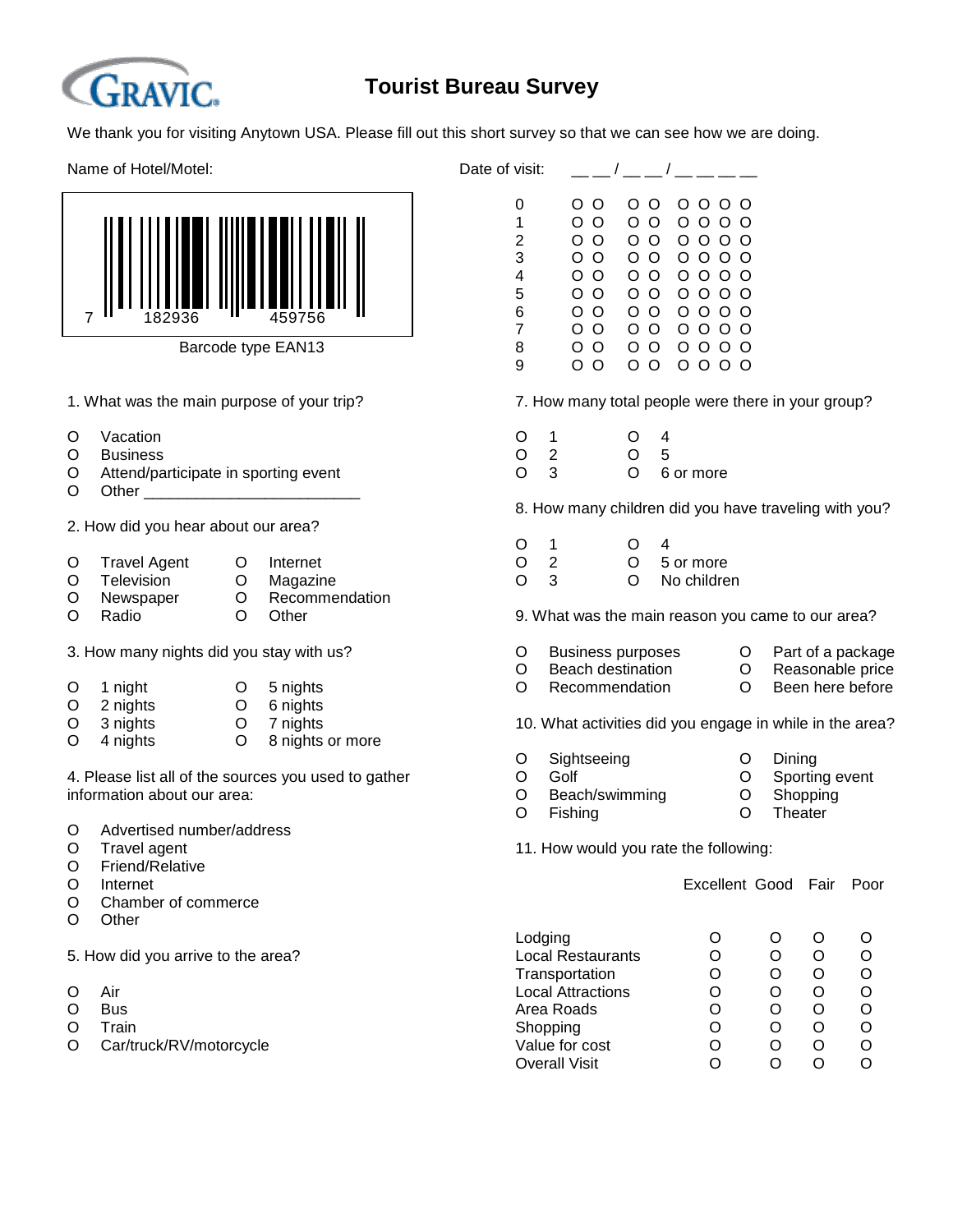GRAVIC

# Tourist Bureau Survey

We thank you for visiting Anytown USA. Please fill out this short survey so that we can see how we are doing.

Name of Hotel/Motel:

7 182936 459756

Barcode type EAN13

Date of visit: __ __ / __ __ / __ __ __ __

| | | | | | | | | |
|---|---|---|---|---|---|---|---|---|
| 0 | O | O | O | O | O | O | O | O |
| 1 | O | O | O | O | O | O | O | O |
| 2 | O | O | O | O | O | O | O | O |
| 3 | O | O | O | O | O | O | O | O |
| 4 | O | O | O | O | O | O | O | O |
| 5 | O | O | O | O | O | O | O | O |
| 6 | O | O | O | O | O | O | O | O |
| 7 | O | O | O | O | O | O | O | O |
| 8 | O | O | O | O | O | O | O | O |
| 9 | O | O | O | O | O | O | O | O |

1. What was the main purpose of your trip?

- O Vacation
- O Business
- O Attend/participate in sporting event
- O Other ________________________

2. How did you hear about our area?

- O Travel Agent
- O Television
- O Newspaper
- O Radio
- O Internet
- O Magazine
- O Recommendation
- O Other

3. How many nights did you stay with us?

- O 1 night
- O 2 nights
- O 3 nights
- O 4 nights
- O 5 nights
- O 6 nights
- O 7 nights
- O 8 nights or more

4. Please list all of the sources you used to gather information about our area:

- O Advertised number/address
- O Travel agent
- O Friend/Relative
- O Internet
- O Chamber of commerce
- O Other

5. How did you arrive to the area?

- O Air
- O Bus
- O Train
- O Car/truck/RV/motorcycle

7. How many total people were there in your group?

- O 1
- O 2
- O 3
- O 4
- O 5
- O 6 or more

8. How many children did you have traveling with you?

- O 1
- O 2
- O 3
- O 4
- O 5 or more
- O No children

9. What was the main reason you came to our area?

- O Business purposes
- O Beach destination
- O Recommendation
- O Part of a package
- O Reasonable price
- O Been here before

10. What activities did you engage in while in the area?

- O Sightseeing
- O Golf
- O Beach/swimming
- O Fishing
- O Dining
- O Sporting event
- O Shopping
- O Theater

11. How would you rate the following:

| | Excellent | Good | Fair | Poor |
|---|---|---|---|---|
| Lodging | O | O | O | O |
| Local Restaurants | O | O | O | O |
| Transportation | O | O | O | O |
| Local Attractions | O | O | O | O |
| Area Roads | O | O | O | O |
| Shopping | O | O | O | O |
| Value for cost | O | O | O | O |
| Overall Visit | O | O | O | O |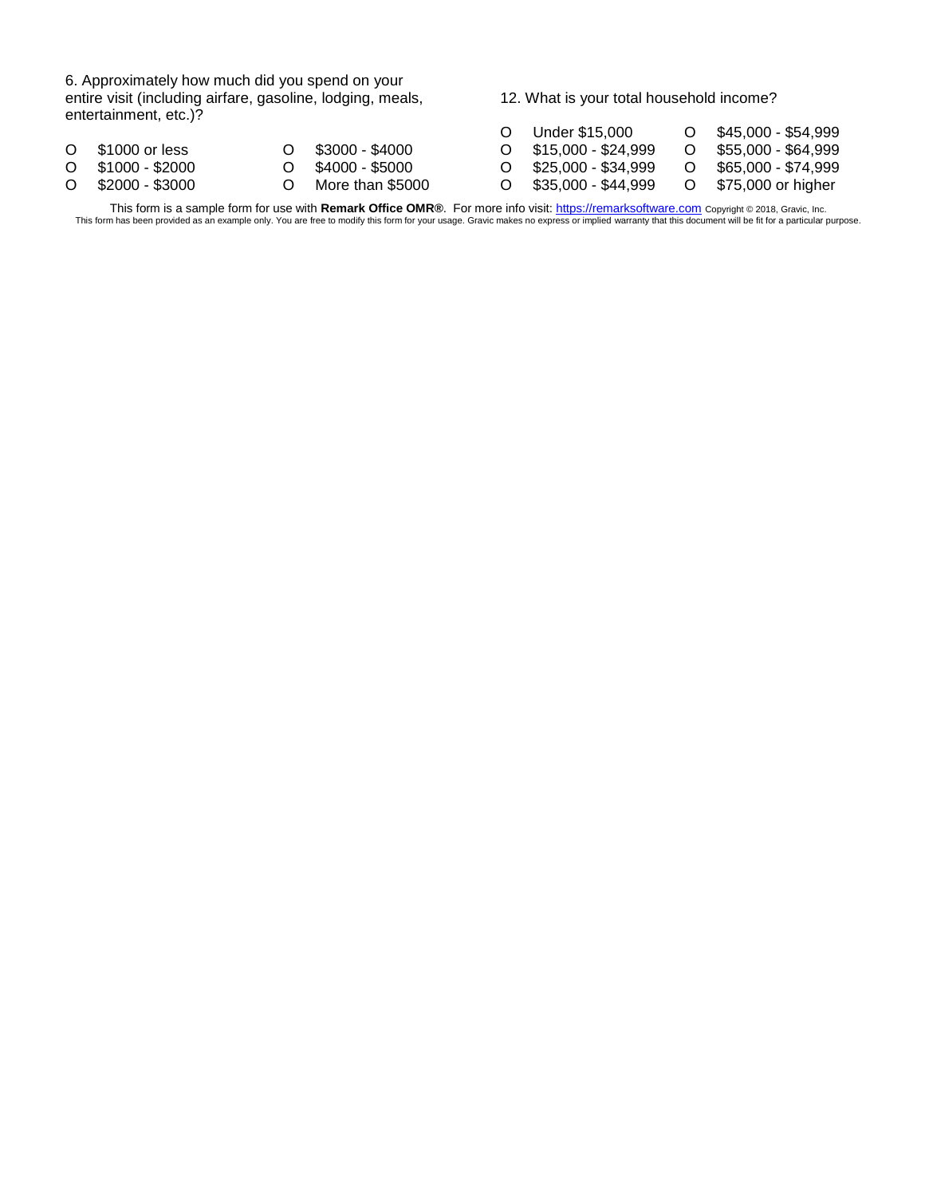6. Approximately how much did you spend on your entire visit (including airfare, gasoline, lodging, meals, entertainment, etc.)?

O $1000 or less
O $1000 - $2000
O $2000 - $3000
O $3000 - $4000
O $4000 - $5000
O More than $5000

12. What is your total household income?

O Under $15,000
O $15,000 - $24,999
O $25,000 - $34,999
O $35,000 - $44,999
O $45,000 - $54,999
O $55,000 - $64,999
O $65,000 - $74,999
O $75,000 or higher

This form is a sample form for use with **Remark Office OMR®**. For more info visit: https://remarksoftware.com Copyright © 2018, Gravic, Inc.
This form has been provided as an example only. You are free to modify this form for your usage. Gravic makes no express or implied warranty that this document will be fit for a particular purpose.